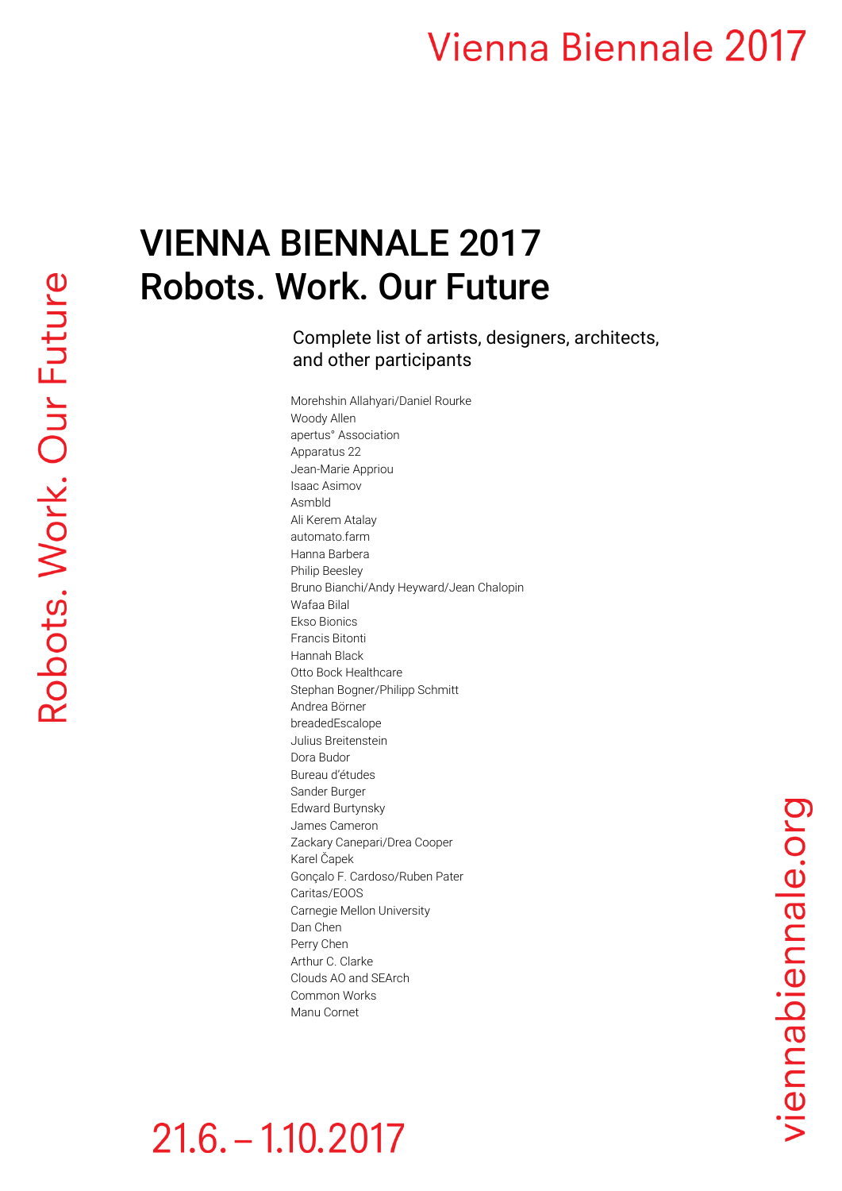# VIENNA BIENNALE 2017
# Robots. Work. Our Future

## Complete list of artists, designers, architects, and other participants

Morehshin Allahyari/Daniel Rourke
Woody Allen
apertus° Association
Apparatus 22
Jean-Marie Appriou
Isaac Asimov
Asmbld
Ali Kerem Atalay
automato.farm
Hanna Barbera
Philip Beesley
Bruno Bianchi/Andy Heyward/Jean Chalopin
Wafaa Bilal
Ekso Bionics
Francis Bitonti
Hannah Black
Otto Bock Healthcare
Stephan Bogner/Philipp Schmitt
Andrea Börner
breadedEscalope
Julius Breitenstein
Dora Budor
Bureau d'études
Sander Burger
Edward Burtynsky
James Cameron
Zackary Canepari/Drea Cooper
Karel Čapek
Gonçalo F. Cardoso/Ruben Pater
Caritas/EOOS
Carnegie Mellon University
Dan Chen
Perry Chen
Arthur C. Clarke
Clouds AO and SEArch
Common Works
Manu Cornet

Robots. Work. Our Future

viennabiennale.org

21.6. – 1.10.2017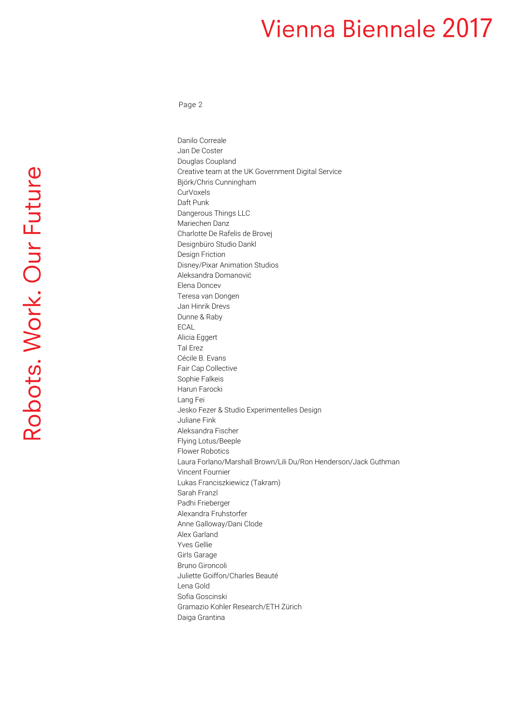Page 2

Danilo Correale
Jan De Coster
Douglas Coupland
Creative team at the UK Government Digital Service
Björk/Chris Cunningham
CurVoxels
Daft Punk
Dangerous Things LLC
Mariechen Danz
Charlotte De Rafelis de Brovej
Designbüro Studio Dankl
Design Friction
Disney/Pixar Animation Studios
Aleksandra Domanović
Elena Doncev
Teresa van Dongen
Jan Hinrik Drevs
Dunne & Raby
ECAL
Alicia Eggert
Tal Erez
Cécile B. Evans
Fair Cap Collective
Sophie Falkeis
Harun Farocki
Lang Fei
Jesko Fezer & Studio Experimentelles Design
Juliane Fink
Aleksandra Fischer
Flying Lotus/Beeple
Flower Robotics
Laura Forlano/Marshall Brown/Lili Du/Ron Henderson/Jack Guthman
Vincent Fournier
Lukas Franciszkiewicz (Takram)
Sarah Franzl
Padhi Frieberger
Alexandra Fruhstorfer
Anne Galloway/Dani Clode
Alex Garland
Yves Gellie
Girls Garage
Bruno Gironcoli
Juliette Goiffon/Charles Beauté
Lena Gold
Sofia Goscinski
Gramazio Kohler Research/ETH Zürich
Daiga Grantina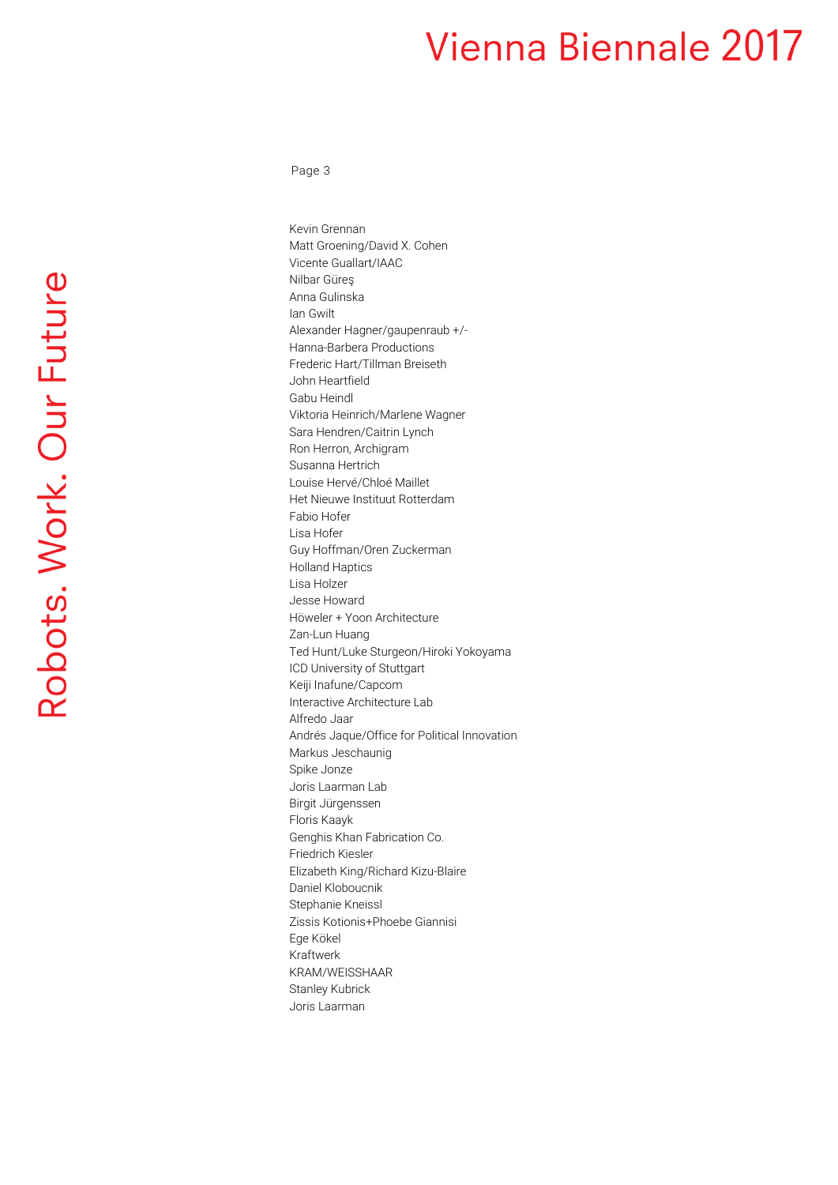Kevin Grennan
Matt Groening/David X. Cohen
Vicente Guallart/IAAC
Nilbar Güreş
Anna Gulinska
Ian Gwilt
Alexander Hagner/gaupenraub +/-
Hanna-Barbera Productions
Frederic Hart/Tillman Breiseth
John Heartfield
Gabu Heindl
Viktoria Heinrich/Marlene Wagner
Sara Hendren/Caitrin Lynch
Ron Herron, Archigram
Susanna Hertrich
Louise Hervé/Chloé Maillet
Het Nieuwe Instituut Rotterdam
Fabio Hofer
Lisa Hofer
Guy Hoffman/Oren Zuckerman
Holland Haptics
Lisa Holzer
Jesse Howard
Höweler + Yoon Architecture
Zan-Lun Huang
Ted Hunt/Luke Sturgeon/Hiroki Yokoyama
ICD University of Stuttgart
Keiji Inafune/Capcom
Interactive Architecture Lab
Alfredo Jaar
Andrés Jaque/Office for Political Innovation
Markus Jeschaunig
Spike Jonze
Joris Laarman Lab
Birgit Jürgenssen
Floris Kaayk
Genghis Khan Fabrication Co.
Friedrich Kiesler
Elizabeth King/Richard Kizu-Blaire
Daniel Kloboucnik
Stephanie Kneissl
Zissis Kotionis+Phoebe Giannisi
Ege Kökel
Kraftwerk
KRAM/WEISSHAAR
Stanley Kubrick
Joris Laarman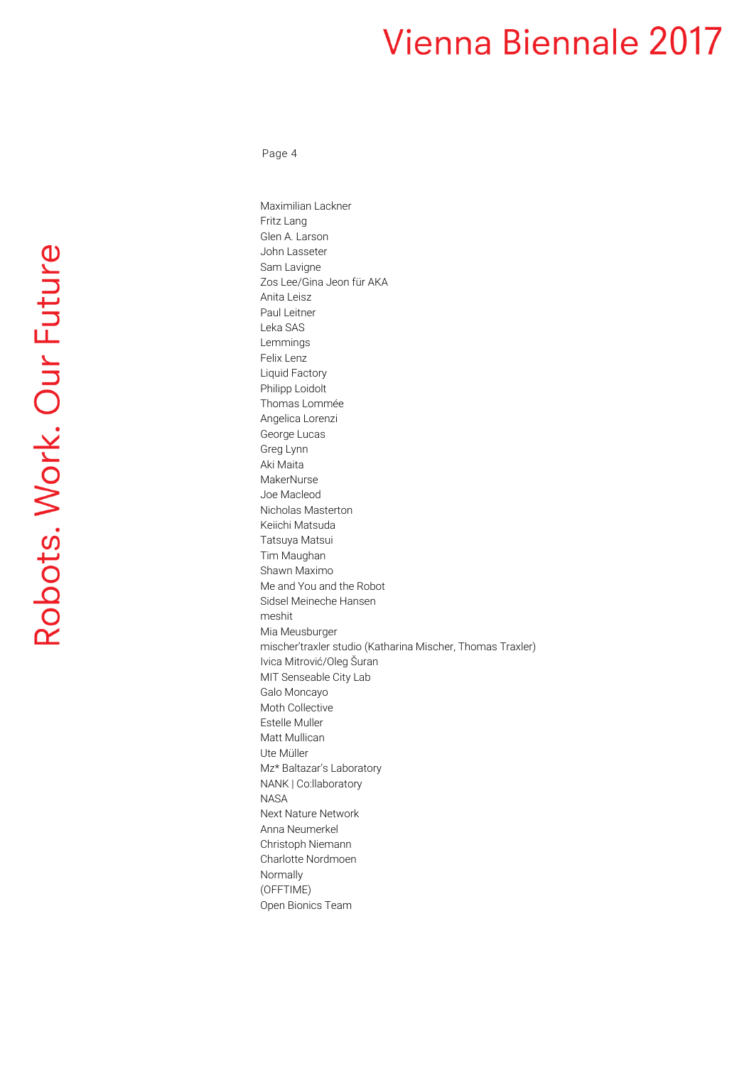Maximilian Lackner
Fritz Lang
Glen A. Larson
John Lasseter
Sam Lavigne
Zos Lee/Gina Jeon für AKA
Anita Leisz
Paul Leitner
Leka SAS
Lemmings
Felix Lenz
Liquid Factory
Philipp Loidolt
Thomas Lommée
Angelica Lorenzi
George Lucas
Greg Lynn
Aki Maita
MakerNurse
Joe Macleod
Nicholas Masterton
Keiichi Matsuda
Tatsuya Matsui
Tim Maughan
Shawn Maximo
Me and You and the Robot
Sidsel Meineche Hansen
meshit
Mia Meusburger
mischer'traxler studio (Katharina Mischer, Thomas Traxler)
Ivica Mitrović/Oleg Šuran
MIT Senseable City Lab
Galo Moncayo
Moth Collective
Estelle Muller
Matt Mullican
Ute Müller
Mz* Baltazar's Laboratory
NANK | Co:llaboratory
NASA
Next Nature Network
Anna Neumerkel
Christoph Niemann
Charlotte Nordmoen
Normally
(OFFTIME)
Open Bionics Team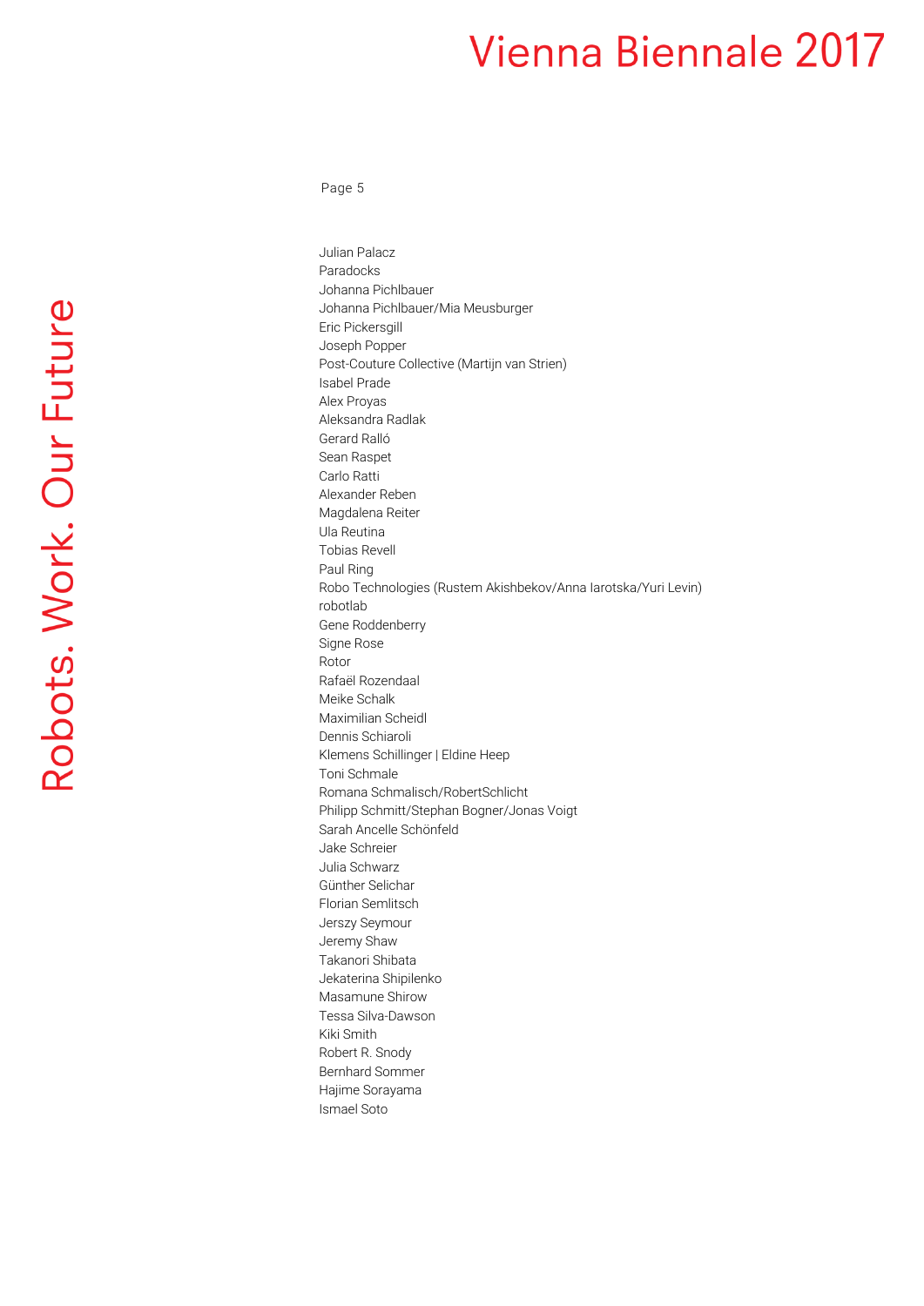Julian Palacz
Paradocks
Johanna Pichlbauer
Johanna Pichlbauer/Mia Meusburger
Eric Pickersgill
Joseph Popper
Post-Couture Collective (Martijn van Strien)
Isabel Prade
Alex Proyas
Aleksandra Radlak
Gerard Ralló
Sean Raspet
Carlo Ratti
Alexander Reben
Magdalena Reiter
Ula Reutina
Tobias Revell
Paul Ring
Robo Technologies (Rustem Akishbekov/Anna Iarotska/Yuri Levin)
robotlab
Gene Roddenberry
Signe Rose
Rotor
Rafaël Rozendaal
Meike Schalk
Maximilian Scheidl
Dennis Schiaroli
Klemens Schillinger | Eldine Heep
Toni Schmale
Romana Schmalisch/RobertSchlicht
Philipp Schmitt/Stephan Bogner/Jonas Voigt
Sarah Ancelle Schönfeld
Jake Schreier
Julia Schwarz
Günther Selichar
Florian Semlitsch
Jerszy Seymour
Jeremy Shaw
Takanori Shibata
Jekaterina Shipilenko
Masamune Shirow
Tessa Silva-Dawson
Kiki Smith
Robert R. Snody
Bernhard Sommer
Hajime Sorayama
Ismael Soto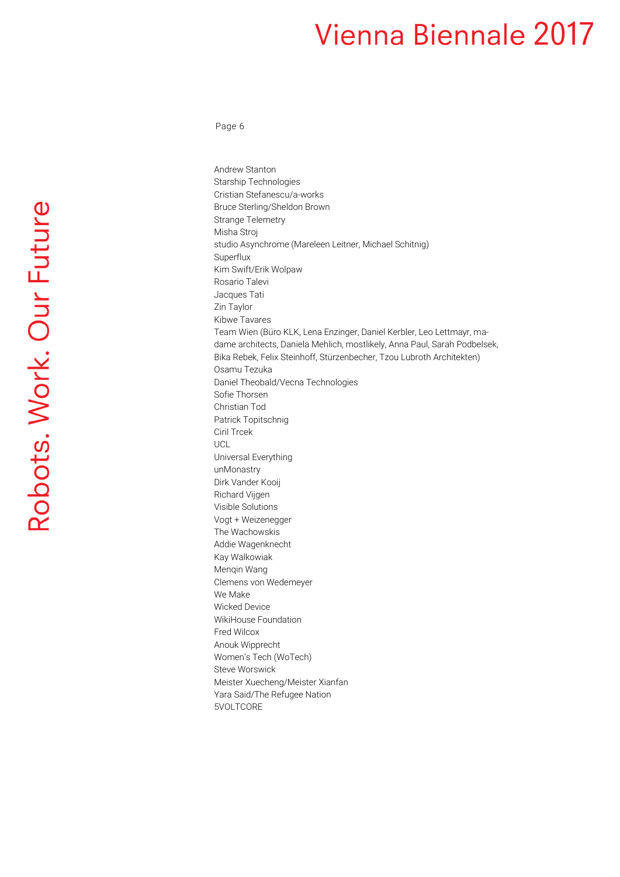Andrew Stanton  
Starship Technologies  
Cristian Stefanescu/a-works  
Bruce Sterling/Sheldon Brown  
Strange Telemetry  
Misha Stroj  
studio Asynchrome (Mareleen Leitner, Michael Schitnig)  
Superflux  
Kim Swift/Erik Wolpaw  
Rosario Talevi  
Jacques Tati  
Zin Taylor  
Kibwe Tavares  
Team Wien (Büro KLK, Lena Enzinger, Daniel Kerbler, Leo Lettmayr, madame architects, Daniela Mehlich, mostlikely, Anna Paul, Sarah Podbelsek, Bika Rebek, Felix Steinhoff, Stürzenbecher, Tzou Lubroth Architekten)  
Osamu Tezuka  
Daniel Theobald/Vecna Technologies  
Sofie Thorsen  
Christian Tod  
Patrick Topitschnig  
Ciril Trcek  
UCL  
Universal Everything  
unMonastry  
Dirk Vander Kooij  
Richard Vijgen  
Visible Solutions  
Vogt + Weizenegger  
The Wachowskis  
Addie Wagenknecht  
Kay Walkowiak  
Menqin Wang  
Clemens von Wedemeyer  
We Make  
Wicked Device  
WikiHouse Foundation  
Fred Wilcox  
Anouk Wipprecht  
Women's Tech (WoTech)  
Steve Worswick  
Meister Xuecheng/Meister Xianfan  
Yara Said/The Refugee Nation  
5VOLTCORE